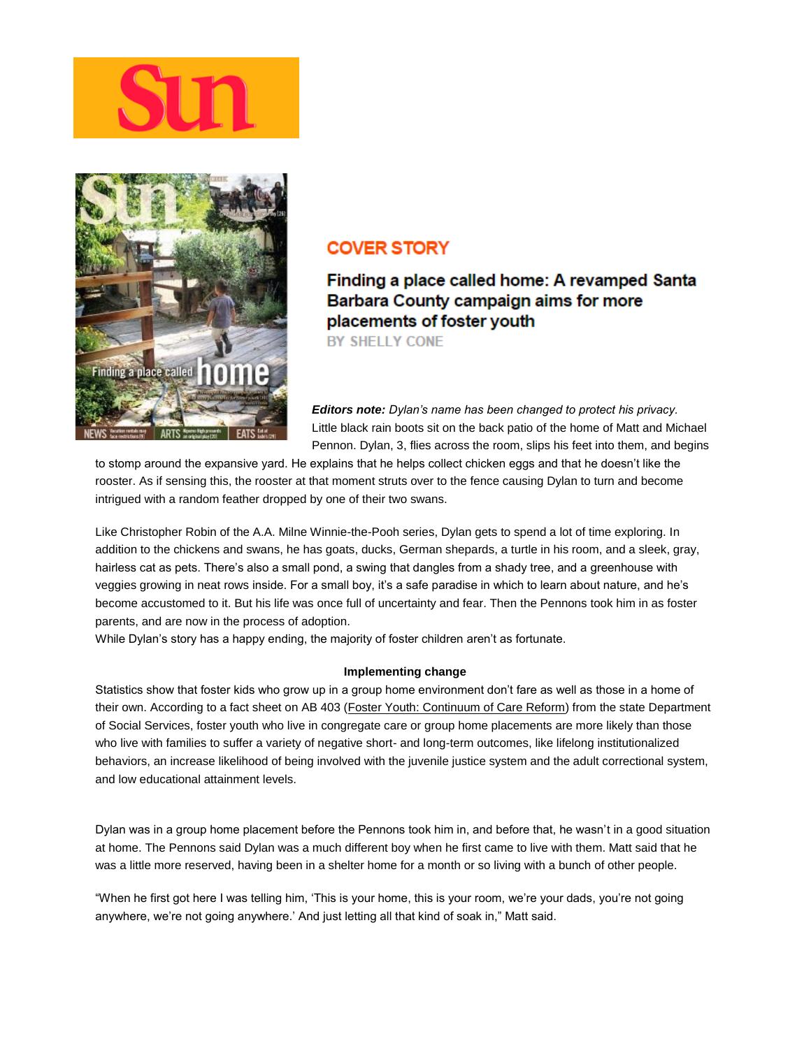Sun

COVER STORY

# Finding a place called home: A revamped Santa Barbara County campaign aims for more placements of foster youth

BY SHELLY CONE

***Editors note:** Dylan's name has been changed to protect his privacy.*

Little black rain boots sit on the back patio of the home of Matt and Michael Pennon. Dylan, 3, flies across the room, slips his feet into them, and begins to stomp around the expansive yard. He explains that he helps collect chicken eggs and that he doesn't like the rooster. As if sensing this, the rooster at that moment struts over to the fence causing Dylan to turn and become intrigued with a random feather dropped by one of their two swans.

Like Christopher Robin of the A.A. Milne Winnie-the-Pooh series, Dylan gets to spend a lot of time exploring. In addition to the chickens and swans, he has goats, ducks, German shepards, a turtle in his room, and a sleek, gray, hairless cat as pets. There's also a small pond, a swing that dangles from a shady tree, and a greenhouse with veggies growing in neat rows inside. For a small boy, it's a safe paradise in which to learn about nature, and he's become accustomed to it. But his life was once full of uncertainty and fear. Then the Pennons took him in as foster parents, and are now in the process of adoption.

While Dylan's story has a happy ending, the majority of foster children aren't as fortunate.

## Implementing change

Statistics show that foster kids who grow up in a group home environment don't fare as well as those in a home of their own. According to a fact sheet on AB 403 (Foster Youth: Continuum of Care Reform) from the state Department of Social Services, foster youth who live in congregate care or group home placements are more likely than those who live with families to suffer a variety of negative short- and long-term outcomes, like lifelong institutionalized behaviors, an increase likelihood of being involved with the juvenile justice system and the adult correctional system, and low educational attainment levels.

Dylan was in a group home placement before the Pennons took him in, and before that, he wasn't in a good situation at home. The Pennons said Dylan was a much different boy when he first came to live with them. Matt said that he was a little more reserved, having been in a shelter home for a month or so living with a bunch of other people.

"When he first got here I was telling him, 'This is your home, this is your room, we're your dads, you're not going anywhere, we're not going anywhere.' And just letting all that kind of soak in," Matt said.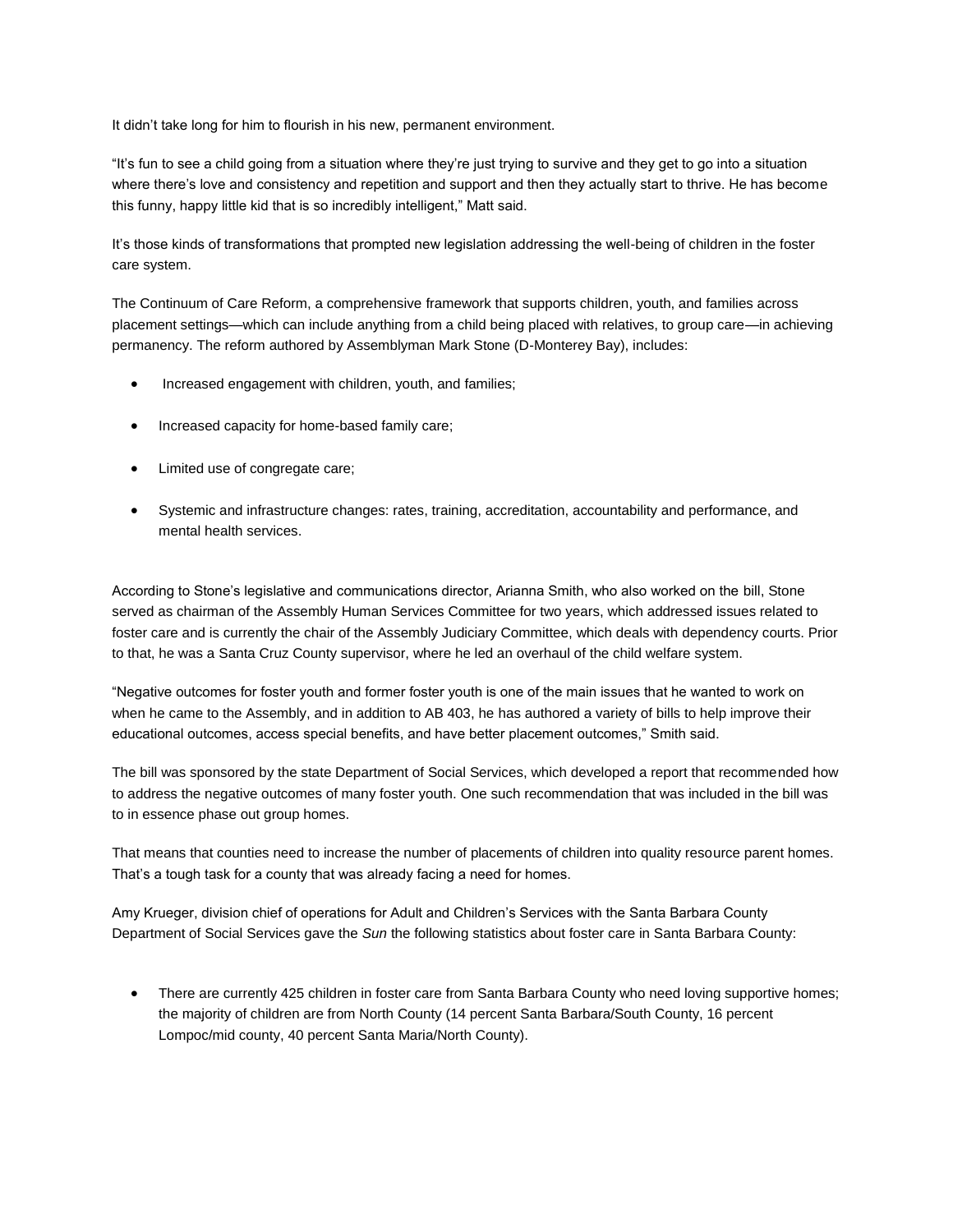It didn't take long for him to flourish in his new, permanent environment.

"It's fun to see a child going from a situation where they're just trying to survive and they get to go into a situation where there's love and consistency and repetition and support and then they actually start to thrive. He has become this funny, happy little kid that is so incredibly intelligent," Matt said.

It's those kinds of transformations that prompted new legislation addressing the well-being of children in the foster care system.

The Continuum of Care Reform, a comprehensive framework that supports children, youth, and families across placement settings—which can include anything from a child being placed with relatives, to group care—in achieving permanency. The reform authored by Assemblyman Mark Stone (D-Monterey Bay), includes:

- Increased engagement with children, youth, and families;
- Increased capacity for home-based family care;
- Limited use of congregate care;
- Systemic and infrastructure changes: rates, training, accreditation, accountability and performance, and mental health services.

According to Stone's legislative and communications director, Arianna Smith, who also worked on the bill, Stone served as chairman of the Assembly Human Services Committee for two years, which addressed issues related to foster care and is currently the chair of the Assembly Judiciary Committee, which deals with dependency courts. Prior to that, he was a Santa Cruz County supervisor, where he led an overhaul of the child welfare system.

"Negative outcomes for foster youth and former foster youth is one of the main issues that he wanted to work on when he came to the Assembly, and in addition to AB 403, he has authored a variety of bills to help improve their educational outcomes, access special benefits, and have better placement outcomes," Smith said.

The bill was sponsored by the state Department of Social Services, which developed a report that recommended how to address the negative outcomes of many foster youth. One such recommendation that was included in the bill was to in essence phase out group homes.

That means that counties need to increase the number of placements of children into quality resource parent homes. That's a tough task for a county that was already facing a need for homes.

Amy Krueger, division chief of operations for Adult and Children's Services with the Santa Barbara County Department of Social Services gave the *Sun* the following statistics about foster care in Santa Barbara County:

- There are currently 425 children in foster care from Santa Barbara County who need loving supportive homes; the majority of children are from North County (14 percent Santa Barbara/South County, 16 percent Lompoc/mid county, 40 percent Santa Maria/North County).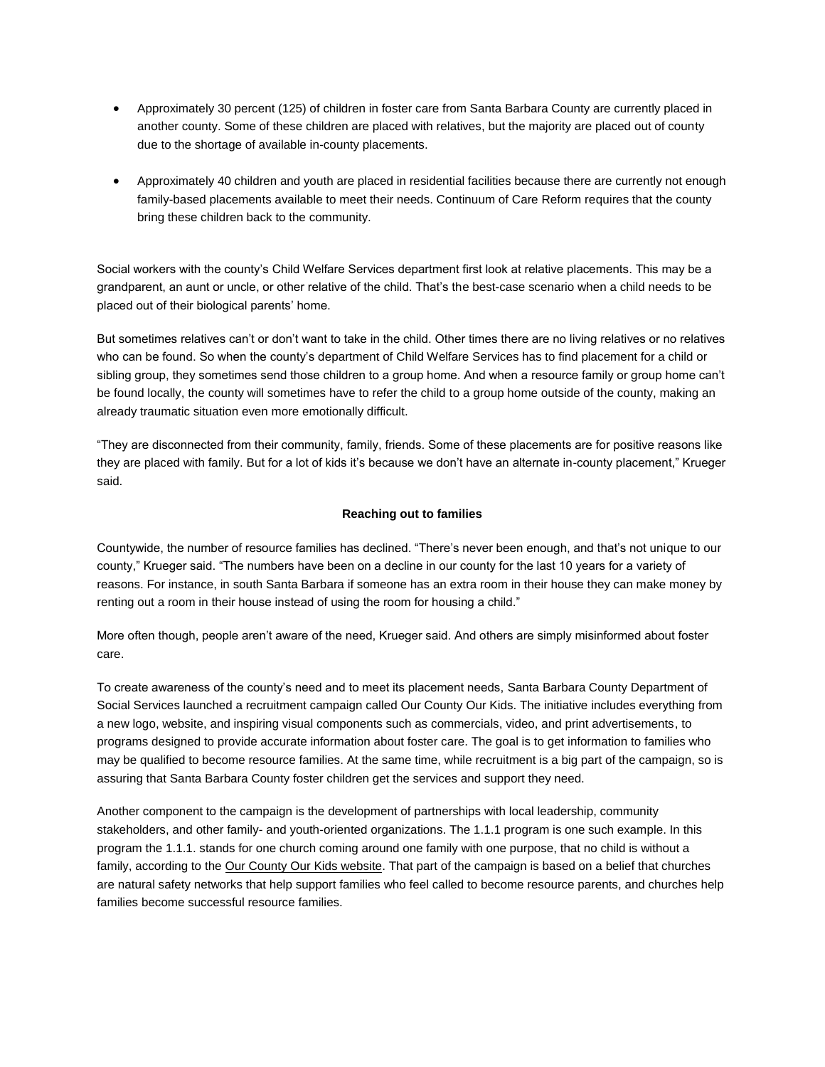- Approximately 30 percent (125) of children in foster care from Santa Barbara County are currently placed in another county. Some of these children are placed with relatives, but the majority are placed out of county due to the shortage of available in-county placements.
- Approximately 40 children and youth are placed in residential facilities because there are currently not enough family-based placements available to meet their needs. Continuum of Care Reform requires that the county bring these children back to the community.

Social workers with the county's Child Welfare Services department first look at relative placements. This may be a grandparent, an aunt or uncle, or other relative of the child. That's the best-case scenario when a child needs to be placed out of their biological parents' home.

But sometimes relatives can't or don't want to take in the child. Other times there are no living relatives or no relatives who can be found. So when the county's department of Child Welfare Services has to find placement for a child or sibling group, they sometimes send those children to a group home. And when a resource family or group home can't be found locally, the county will sometimes have to refer the child to a group home outside of the county, making an already traumatic situation even more emotionally difficult.

"They are disconnected from their community, family, friends. Some of these placements are for positive reasons like they are placed with family. But for a lot of kids it's because we don't have an alternate in-county placement," Krueger said.

**Reaching out to families**

Countywide, the number of resource families has declined. "There's never been enough, and that's not unique to our county," Krueger said. "The numbers have been on a decline in our county for the last 10 years for a variety of reasons. For instance, in south Santa Barbara if someone has an extra room in their house they can make money by renting out a room in their house instead of using the room for housing a child."

More often though, people aren't aware of the need, Krueger said. And others are simply misinformed about foster care.

To create awareness of the county's need and to meet its placement needs, Santa Barbara County Department of Social Services launched a recruitment campaign called Our County Our Kids. The initiative includes everything from a new logo, website, and inspiring visual components such as commercials, video, and print advertisements, to programs designed to provide accurate information about foster care. The goal is to get information to families who may be qualified to become resource families. At the same time, while recruitment is a big part of the campaign, so is assuring that Santa Barbara County foster children get the services and support they need.

Another component to the campaign is the development of partnerships with local leadership, community stakeholders, and other family- and youth-oriented organizations. The 1.1.1 program is one such example. In this program the 1.1.1. stands for one church coming around one family with one purpose, that no child is without a family, according to the Our County Our Kids website. That part of the campaign is based on a belief that churches are natural safety networks that help support families who feel called to become resource parents, and churches help families become successful resource families.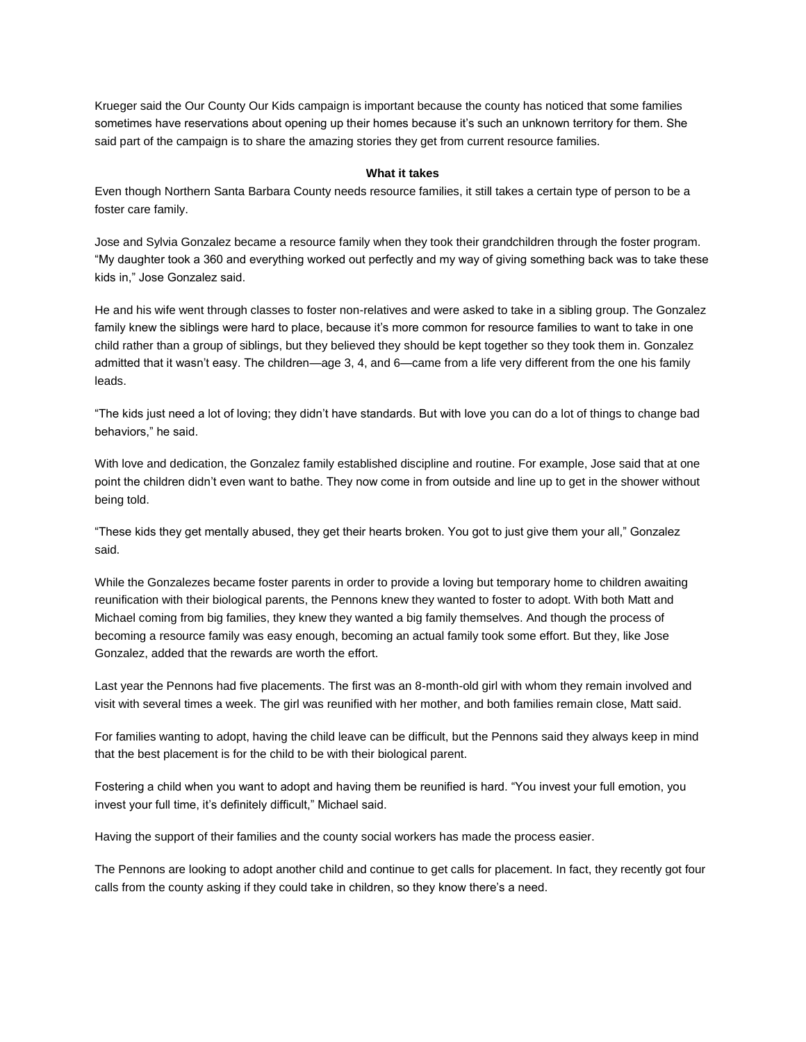Krueger said the Our County Our Kids campaign is important because the county has noticed that some families sometimes have reservations about opening up their homes because it's such an unknown territory for them. She said part of the campaign is to share the amazing stories they get from current resource families.

**What it takes**

Even though Northern Santa Barbara County needs resource families, it still takes a certain type of person to be a foster care family.

Jose and Sylvia Gonzalez became a resource family when they took their grandchildren through the foster program. "My daughter took a 360 and everything worked out perfectly and my way of giving something back was to take these kids in," Jose Gonzalez said.

He and his wife went through classes to foster non-relatives and were asked to take in a sibling group. The Gonzalez family knew the siblings were hard to place, because it's more common for resource families to want to take in one child rather than a group of siblings, but they believed they should be kept together so they took them in. Gonzalez admitted that it wasn't easy. The children—age 3, 4, and 6—came from a life very different from the one his family leads.

"The kids just need a lot of loving; they didn't have standards. But with love you can do a lot of things to change bad behaviors," he said.

With love and dedication, the Gonzalez family established discipline and routine. For example, Jose said that at one point the children didn't even want to bathe. They now come in from outside and line up to get in the shower without being told.

"These kids they get mentally abused, they get their hearts broken. You got to just give them your all," Gonzalez said.

While the Gonzalezes became foster parents in order to provide a loving but temporary home to children awaiting reunification with their biological parents, the Pennons knew they wanted to foster to adopt. With both Matt and Michael coming from big families, they knew they wanted a big family themselves. And though the process of becoming a resource family was easy enough, becoming an actual family took some effort. But they, like Jose Gonzalez, added that the rewards are worth the effort.

Last year the Pennons had five placements. The first was an 8-month-old girl with whom they remain involved and visit with several times a week. The girl was reunified with her mother, and both families remain close, Matt said.

For families wanting to adopt, having the child leave can be difficult, but the Pennons said they always keep in mind that the best placement is for the child to be with their biological parent.

Fostering a child when you want to adopt and having them be reunified is hard. "You invest your full emotion, you invest your full time, it's definitely difficult," Michael said.

Having the support of their families and the county social workers has made the process easier.

The Pennons are looking to adopt another child and continue to get calls for placement. In fact, they recently got four calls from the county asking if they could take in children, so they know there's a need.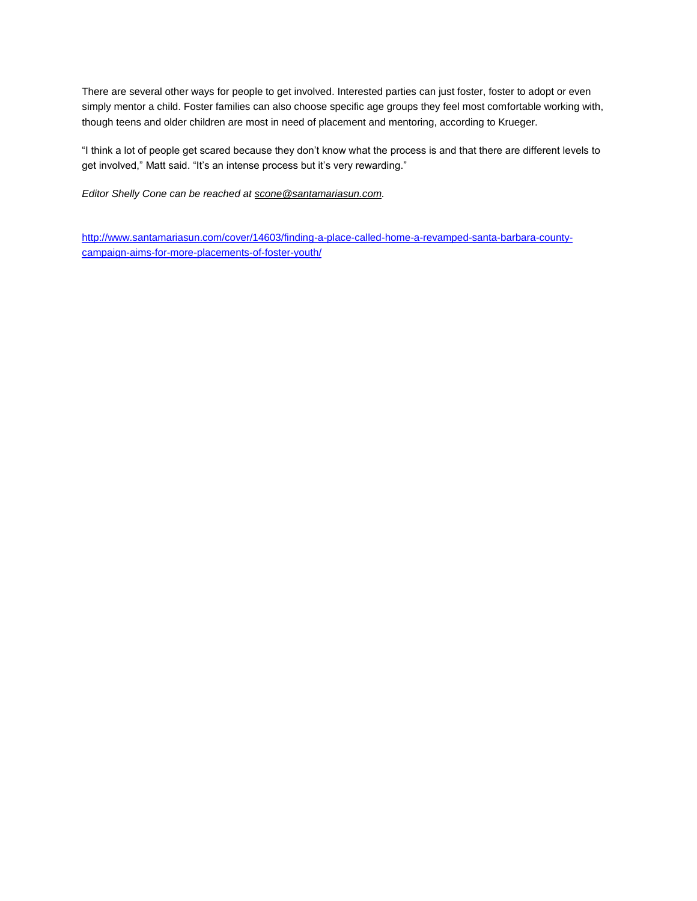There are several other ways for people to get involved. Interested parties can just foster, foster to adopt or even simply mentor a child. Foster families can also choose specific age groups they feel most comfortable working with, though teens and older children are most in need of placement and mentoring, according to Krueger.

"I think a lot of people get scared because they don't know what the process is and that there are different levels to get involved," Matt said. "It's an intense process but it's very rewarding."

*Editor Shelly Cone can be reached at scone@santamariasun.com.*

http://www.santamariasun.com/cover/14603/finding-a-place-called-home-a-revamped-santa-barbara-county-campaign-aims-for-more-placements-of-foster-youth/